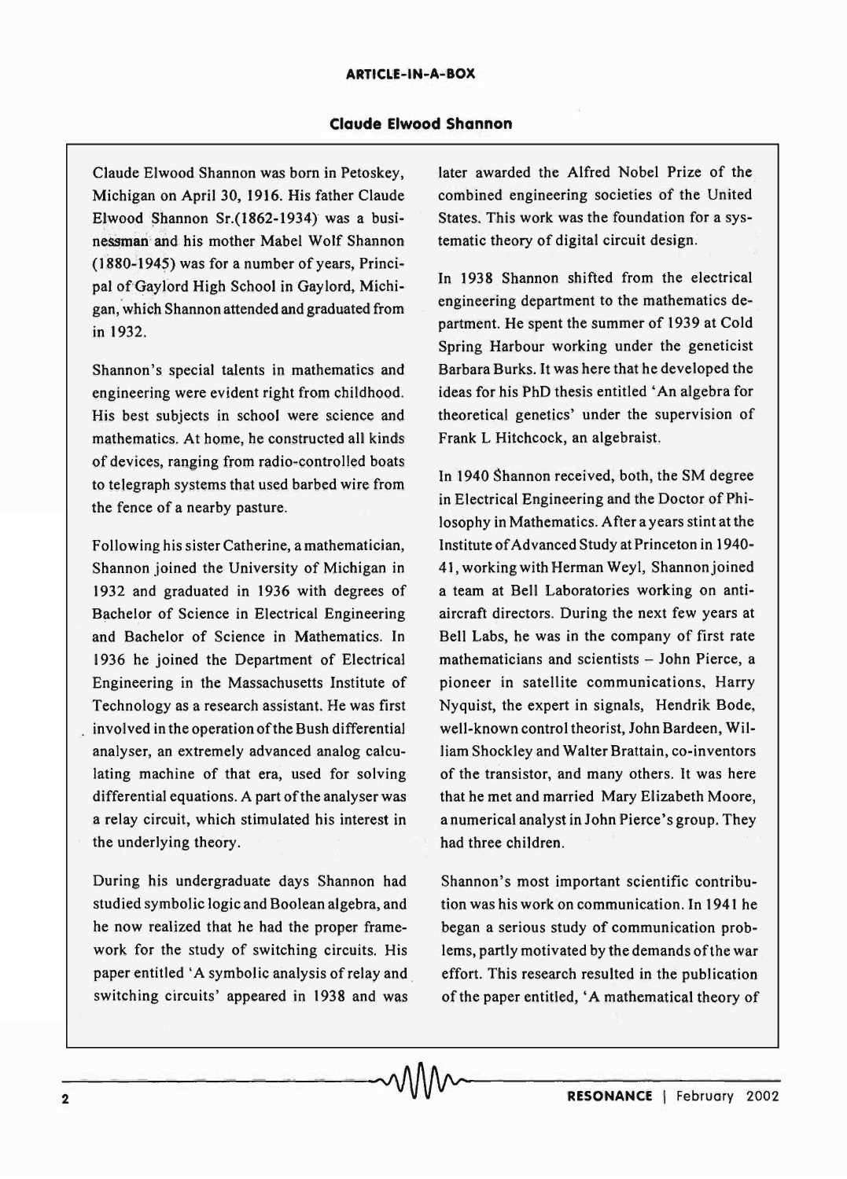**ARTICLE-IN-A-BOX**

## Claude Elwood Shannon

Claude Elwood Shannon was born in Petoskey, Michigan on April 30, 1916. His father Claude Elwood Shannon Sr.(1862-1934) was a businessman and his mother Mabel Wolf Shannon (1880-1945) was for a number of years, Principal of Gaylord High School in Gaylord, Michigan, which Shannon attended and graduated from in 1932.

Shannon's special talents in mathematics and engineering were evident right from childhood. His best subjects in school were science and mathematics. At home, he constructed all kinds of devices, ranging from radio-controlled boats to telegraph systems that used barbed wire from the fence of a nearby pasture.

Following his sister Catherine, a mathematician, Shannon joined the University of Michigan in 1932 and graduated in 1936 with degrees of Bachelor of Science in Electrical Engineering and Bachelor of Science in Mathematics. In 1936 he joined the Department of Electrical Engineering in the Massachusetts Institute of Technology as a research assistant. He was first involved in the operation of the Bush differential analyser, an extremely advanced analog calculating machine of that era, used for solving differential equations. A part of the analyser was a relay circuit, which stimulated his interest in the underlying theory.

During his undergraduate days Shannon had studied symbolic logic and Boolean algebra, and he now realized that he had the proper framework for the study of switching circuits. His paper entitled 'A symbolic analysis of relay and switching circuits' appeared in 1938 and was later awarded the Alfred Nobel Prize of the combined engineering societies of the United States. This work was the foundation for a systematic theory of digital circuit design.

In 1938 Shannon shifted from the electrical engineering department to the mathematics department. He spent the summer of 1939 at Cold Spring Harbour working under the geneticist Barbara Burks. It was here that he developed the ideas for his PhD thesis entitled 'An algebra for theoretical genetics' under the supervision of Frank L Hitchcock, an algebraist.

In 1940 Shannon received, both, the SM degree in Electrical Engineering and the Doctor of Philosophy in Mathematics. After a years stint at the Institute of Advanced Study at Princeton in 1940-41, working with Herman Weyl, Shannon joined a team at Bell Laboratories working on anti-aircraft directors. During the next few years at Bell Labs, he was in the company of first rate mathematicians and scientists – John Pierce, a pioneer in satellite communications, Harry Nyquist, the expert in signals, Hendrik Bode, well-known control theorist, John Bardeen, William Shockley and Walter Brattain, co-inventors of the transistor, and many others. It was here that he met and married Mary Elizabeth Moore, a numerical analyst in John Pierce's group. They had three children.

Shannon's most important scientific contribution was his work on communication. In 1941 he began a serious study of communication problems, partly motivated by the demands of the war effort. This research resulted in the publication of the paper entitled, 'A mathematical theory of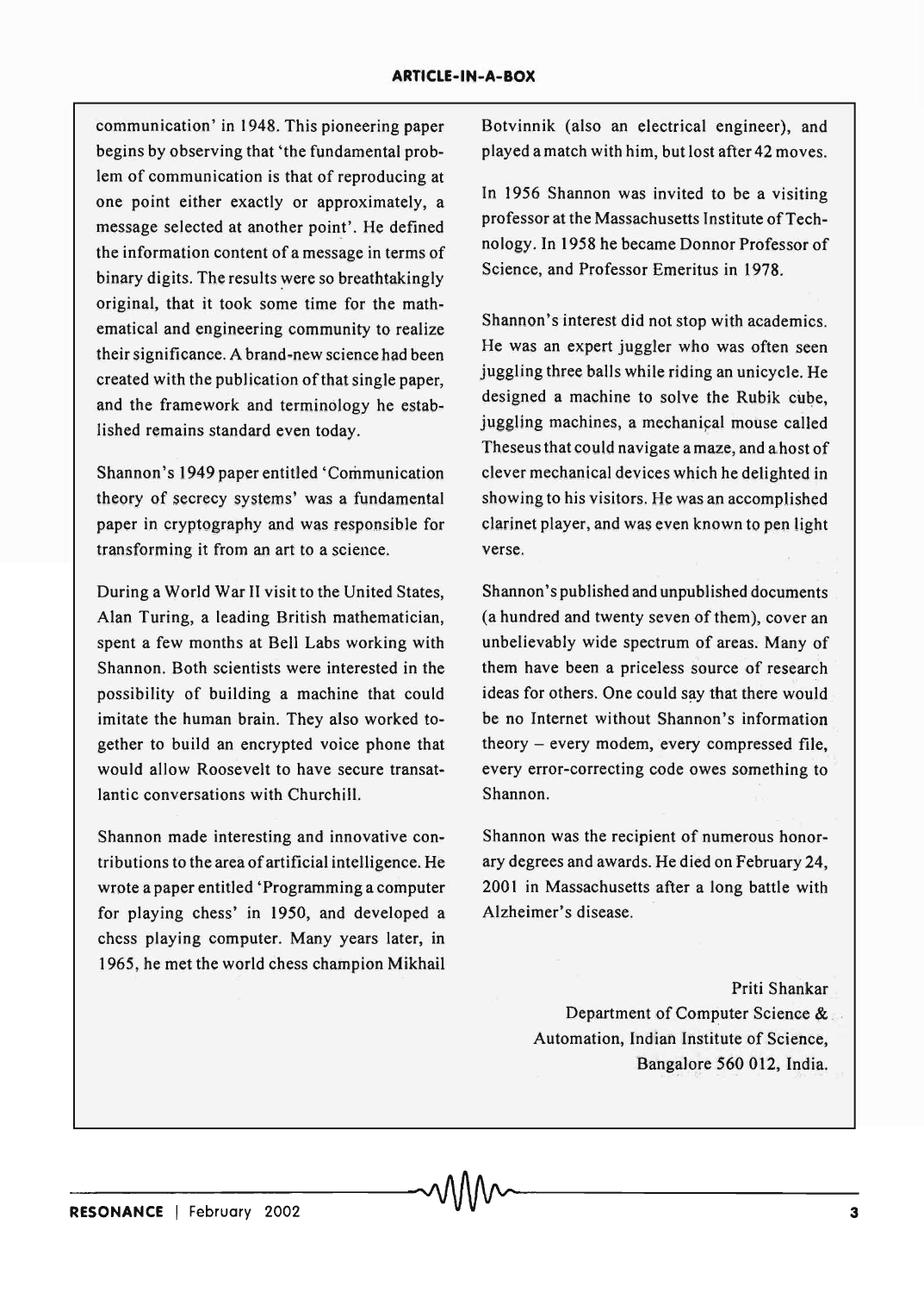communication' in 1948. This pioneering paper begins by observing that 'the fundamental problem of communication is that of reproducing at one point either exactly or approximately, a message selected at another point'. He defined the information content of a message in terms of binary digits. The results were so breathtakingly original, that it took some time for the mathematical and engineering community to realize their significance. A brand-new science had been created with the publication of that single paper, and the framework and terminology he established remains standard even today.

Shannon's 1949 paper entitled 'Communication theory of secrecy systems' was a fundamental paper in cryptography and was responsible for transforming it from an art to a science.

During a World War II visit to the United States, Alan Turing, a leading British mathematician, spent a few months at Bell Labs working with Shannon. Both scientists were interested in the possibility of building a machine that could imitate the human brain. They also worked together to build an encrypted voice phone that would allow Roosevelt to have secure transatlantic conversations with Churchill.

Shannon made interesting and innovative contributions to the area of artificial intelligence. He wrote a paper entitled 'Programming a computer for playing chess' in 1950, and developed a chess playing computer. Many years later, in 1965, he met the world chess champion Mikhail Botvinnik (also an electrical engineer), and played a match with him, but lost after 42 moves.

In 1956 Shannon was invited to be a visiting professor at the Massachusetts Institute of Technology. In 1958 he became Donnor Professor of Science, and Professor Emeritus in 1978.

Shannon's interest did not stop with academics. He was an expert juggler who was often seen juggling three balls while riding an unicycle. He designed a machine to solve the Rubik cube, juggling machines, a mechanical mouse called Theseus that could navigate a maze, and a host of clever mechanical devices which he delighted in showing to his visitors. He was an accomplished clarinet player, and was even known to pen light verse.

Shannon's published and unpublished documents (a hundred and twenty seven of them), cover an unbelievably wide spectrum of areas. Many of them have been a priceless source of research ideas for others. One could say that there would be no Internet without Shannon's information theory – every modem, every compressed file, every error-correcting code owes something to Shannon.

Shannon was the recipient of numerous honorary degrees and awards. He died on February 24, 2001 in Massachusetts after a long battle with Alzheimer's disease.

Priti Shankar
Department of Computer Science &
Automation, Indian Institute of Science,
Bangalore 560 012, India.